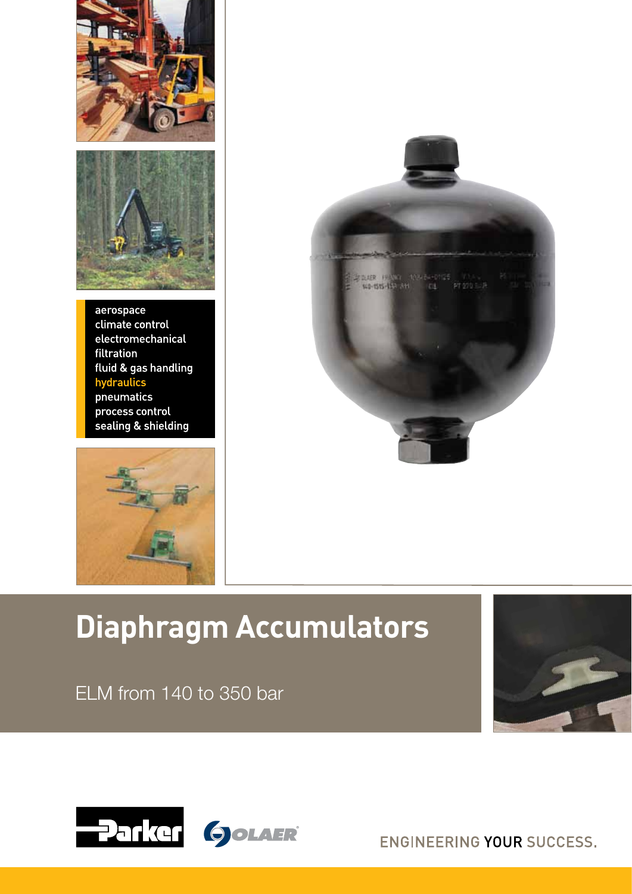aerospace
climate control
electromechanical
filtration
fluid & gas handling
hydraulics
pneumatics
process control
sealing & shielding

# Diaphragm Accumulators

ELM from 140 to 350 bar

ENGINEERING YOUR SUCCESS.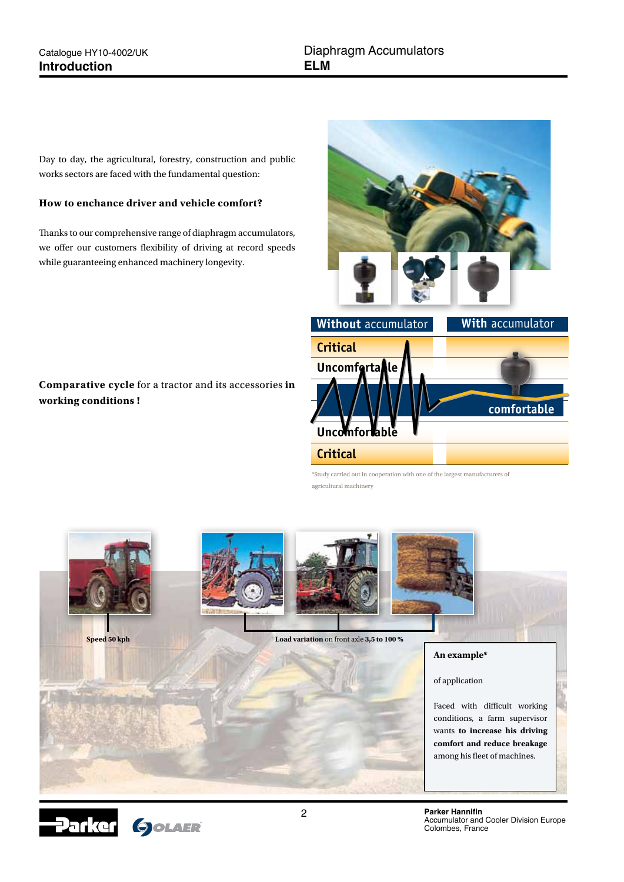Day to day, the agricultural, forestry, construction and public works sectors are faced with the fundamental question:

**How to enchance driver and vehicle comfort?**

Thanks to our comprehensive range of diaphragm accumulators, we offer our customers flexibility of driving at record speeds while guaranteeing enhanced machinery longevity.

**Comparative cycle** for a tractor and its accessories **in working conditions !**

| Without accumulator | With accumulator |
| --- | --- |
| Critical | |
| Uncomfortable | |
| | comfortable |
| Uncomfortable | |
| Critical | |

*Study carried out in cooperation with one of the largest manufacturers of agricultural machinery

**Speed 50 kph**

**Load variation** on front axle **3,5 to 100 %**

**An example***

of application

Faced with difficult working conditions, a farm supervisor wants **to increase his driving comfort and reduce breakage** among his fleet of machines.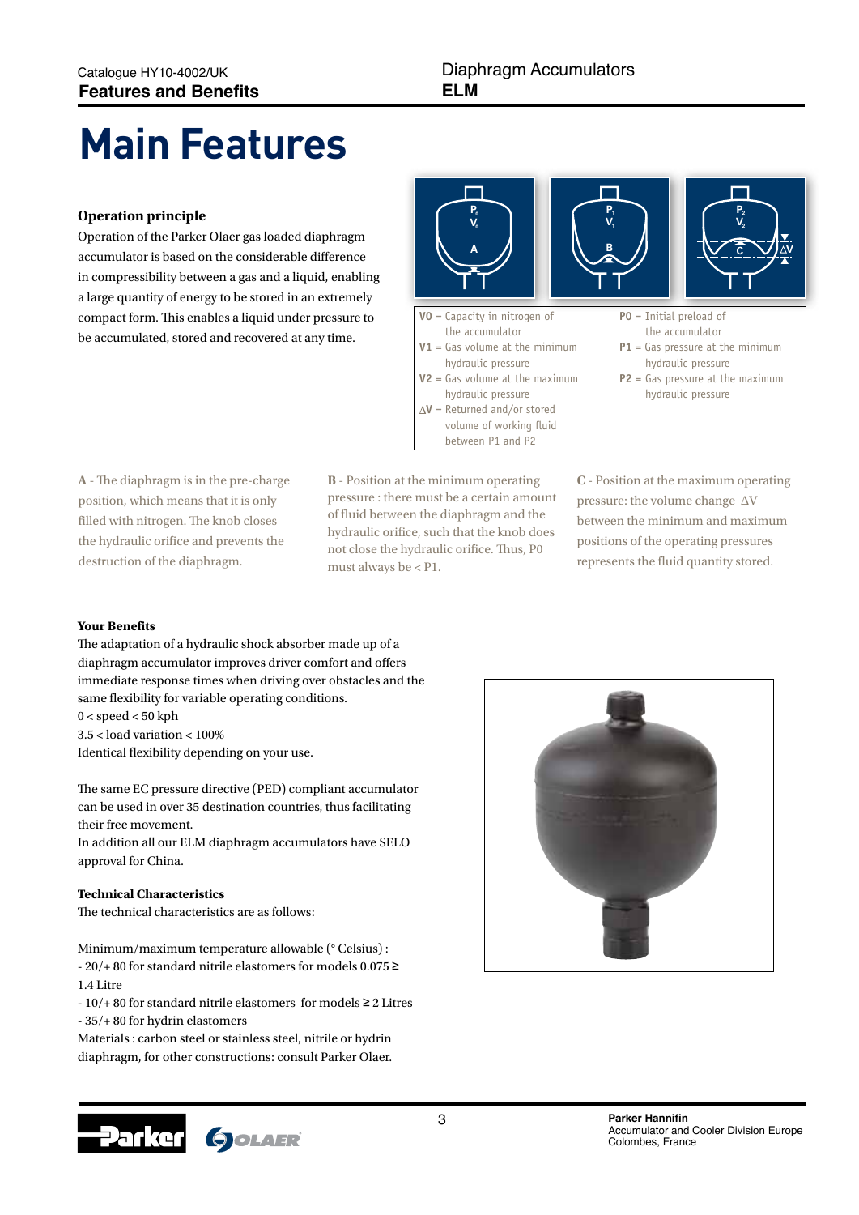# Main Features

### Operation principle

Operation of the Parker Olaer gas loaded diaphragm accumulator is based on the considerable difference in compressibility between a gas and a liquid, enabling a large quantity of energy to be stored in an extremely compact form. This enables a liquid under pressure to be accumulated, stored and recovered at any time.

**V0** = Capacity in nitrogen of the accumulator
**V1** = Gas volume at the minimum hydraulic pressure
**V2** = Gas volume at the maximum hydraulic pressure
**ΔV** = Returned and/or stored volume of working fluid between P1 and P2

**P0** = Initial preload of the accumulator
**P1** = Gas pressure at the minimum hydraulic pressure
**P2** = Gas pressure at the maximum hydraulic pressure

**A** - The diaphragm is in the pre-charge position, which means that it is only filled with nitrogen. The knob closes the hydraulic orifice and prevents the destruction of the diaphragm.

**B** - Position at the minimum operating pressure : there must be a certain amount of fluid between the diaphragm and the hydraulic orifice, such that the knob does not close the hydraulic orifice. Thus, P0 must always be < P1.

**C** - Position at the maximum operating pressure: the volume change ΔV between the minimum and maximum positions of the operating pressures represents the fluid quantity stored.

### Your Benefits

The adaptation of a hydraulic shock absorber made up of a diaphragm accumulator improves driver comfort and offers immediate response times when driving over obstacles and the same flexibility for variable operating conditions.
0 < speed < 50 kph
3.5 < load variation < 100%
Identical flexibility depending on your use.

The same EC pressure directive (PED) compliant accumulator can be used in over 35 destination countries, thus facilitating their free movement.
In addition all our ELM diaphragm accumulators have SELO approval for China.

### Technical Characteristics

The technical characteristics are as follows:

Minimum/maximum temperature allowable (° Celsius) :
- 20/+ 80 for standard nitrile elastomers for models 0.075 ≥ 1.4 Litre
- 10/+ 80 for standard nitrile elastomers for models ≥ 2 Litres
- 35/+ 80 for hydrin elastomers

Materials : carbon steel or stainless steel, nitrile or hydrin diaphragm, for other constructions: consult Parker Olaer.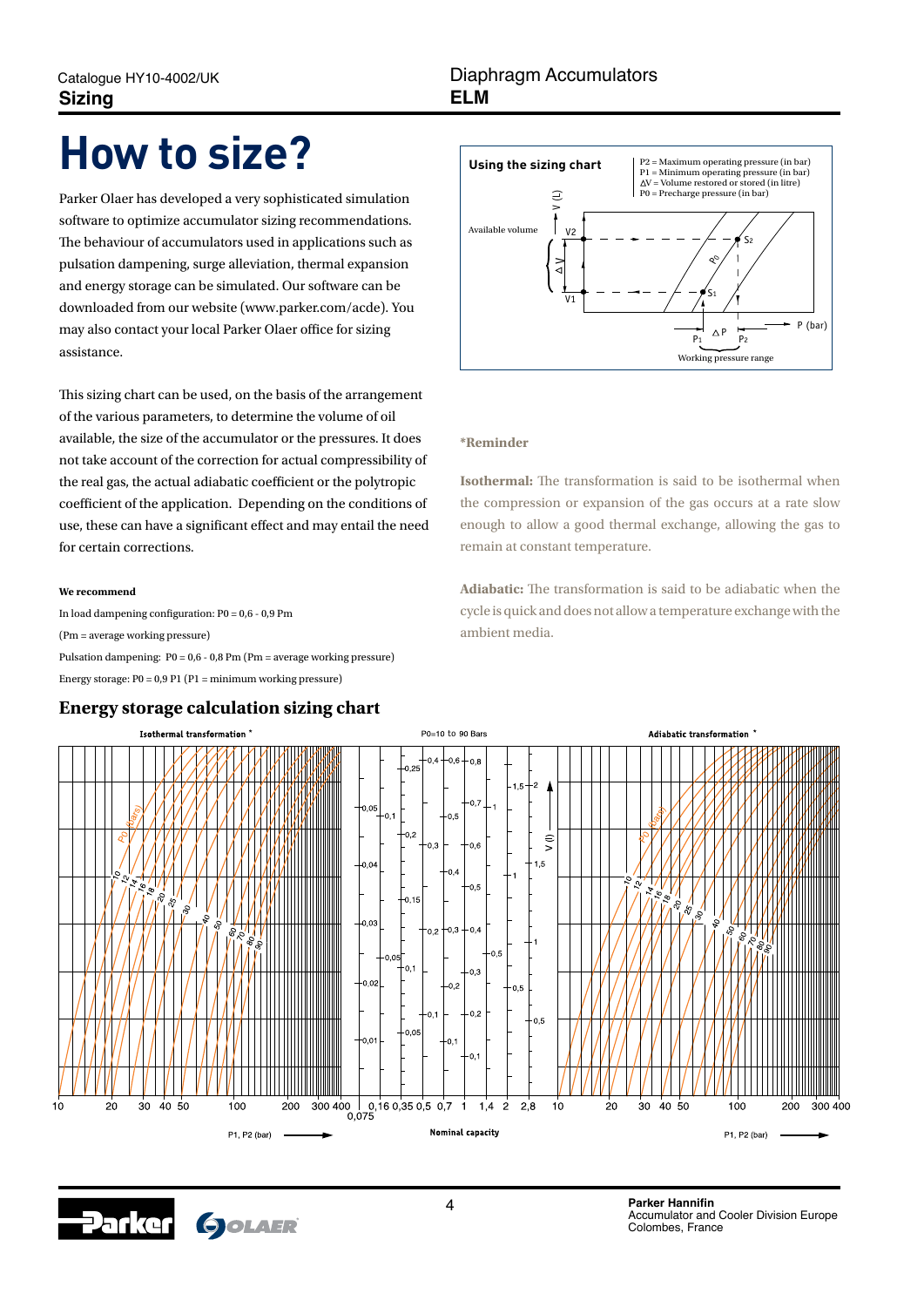# How to size?

Parker Olaer has developed a very sophisticated simulation software to optimize accumulator sizing recommendations. The behaviour of accumulators used in applications such as pulsation dampening, surge alleviation, thermal expansion and energy storage can be simulated. Our software can be downloaded from our website (www.parker.com/acde). You may also contact your local Parker Olaer office for sizing assistance.

This sizing chart can be used, on the basis of the arrangement of the various parameters, to determine the volume of oil available, the size of the accumulator or the pressures. It does not take account of the correction for actual compressibility of the real gas, the actual adiabatic coefficient or the polytropic coefficient of the application. Depending on the conditions of use, these can have a significant effect and may entail the need for certain corrections.

**We recommend**

In load dampening configuration: P0 = 0,6 - 0,9 Pm

(Pm = average working pressure)

Pulsation dampening: P0 = 0,6 - 0,8 Pm (Pm = average working pressure)

Energy storage: P0 = 0,9 P1 (P1 = minimum working pressure)

**Using the sizing chart**

P2 = Maximum operating pressure (in bar)
P1 = Minimum operating pressure (in bar)
ΔV = Volume restored or stored (in litre)
P0 = Precharge pressure (in bar)

**\*Reminder**

**Isothermal:** The transformation is said to be isothermal when the compression or expansion of the gas occurs at a rate slow enough to allow a good thermal exchange, allowing the gas to remain at constant temperature.

**Adiabatic:** The transformation is said to be adiabatic when the cycle is quick and does not allow a temperature exchange with the ambient media.

## Energy storage calculation sizing chart

Isothermal transformation * — P0=10 to 90 Bars — Adiabatic transformation *

P1, P2 (bar) — Nominal capacity — P1, P2 (bar)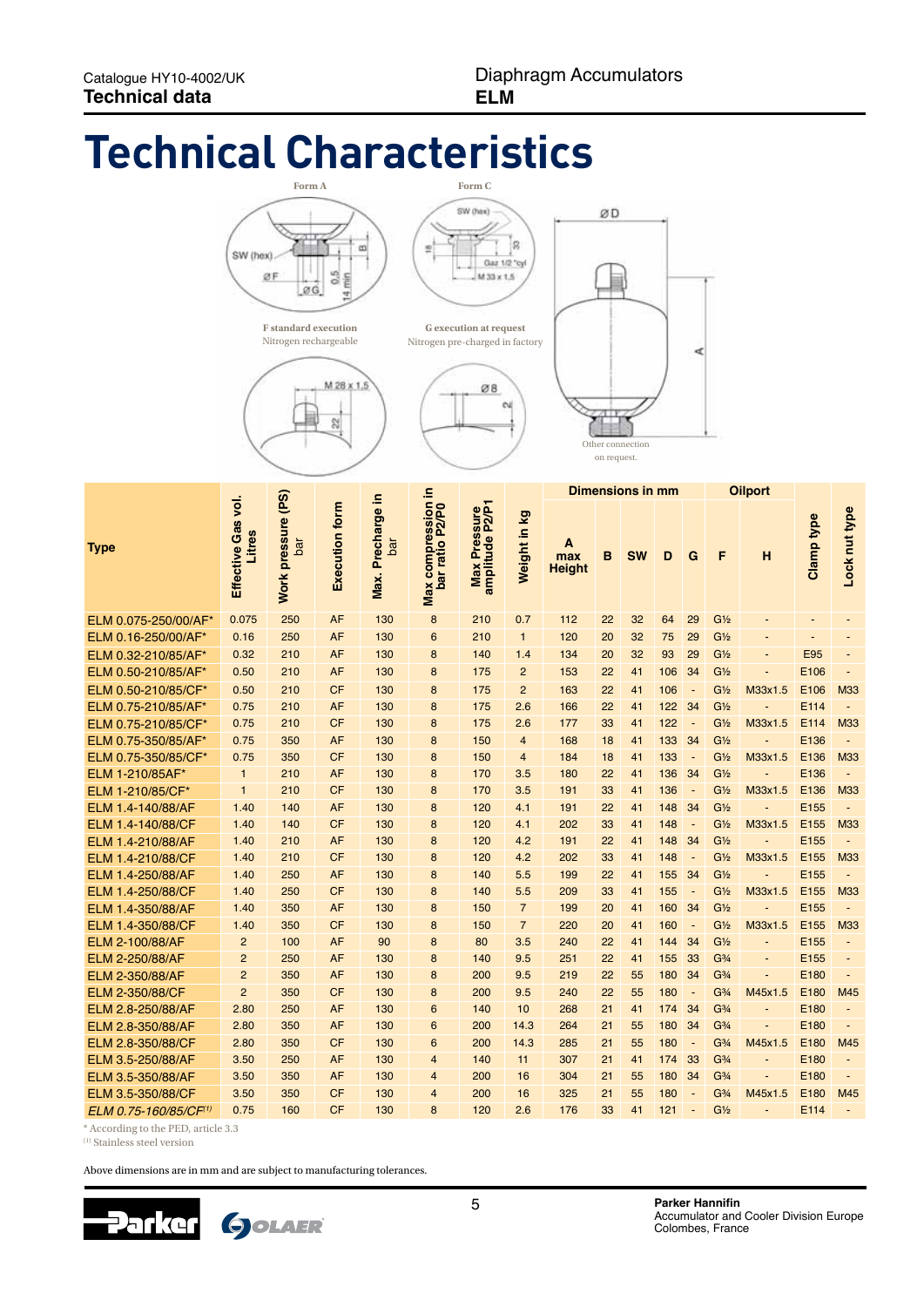# Technical Characteristics

Form A

F standard execution
Nitrogen rechargeable

Form C

G execution at request
Nitrogen pre-charged in factory

Other connection on request.

| Type | Effective Gas vol. Litres | Work pressure (PS) bar | Execution form | Max. Precharge in bar | Max compression in bar ratio P2/P0 | Max Pressure amplitude P2/P1 | Weight in kg | Dimensions in mm | | | | | Oilport | | Clamp type | Lock nut type |
|---|---|---|---|---|---|---|---|---|---|---|---|---|---|---|---|---|
| | | | | | | | | A max Height | B | SW | D | G | F | H | | |
| ELM 0.075-250/00/AF* | 0.075 | 250 | AF | 130 | 8 | 210 | 0.7 | 112 | 22 | 32 | 64 | 29 | G½ | - | - | - |
| ELM 0.16-250/00/AF* | 0.16 | 250 | AF | 130 | 6 | 210 | 1 | 120 | 20 | 32 | 75 | 29 | G½ | - | - | - |
| ELM 0.32-210/85/AF* | 0.32 | 210 | AF | 130 | 8 | 140 | 1.4 | 134 | 20 | 32 | 93 | 29 | G½ | - | E95 | - |
| ELM 0.50-210/85/AF* | 0.50 | 210 | AF | 130 | 8 | 175 | 2 | 153 | 22 | 41 | 106 | 34 | G½ | - | E106 | - |
| ELM 0.50-210/85/CF* | 0.50 | 210 | CF | 130 | 8 | 175 | 2 | 163 | 22 | 41 | 106 | - | G½ | M33x1.5 | E106 | M33 |
| ELM 0.75-210/85/AF* | 0.75 | 210 | AF | 130 | 8 | 175 | 2.6 | 166 | 22 | 41 | 122 | 34 | G½ | - | E114 | - |
| ELM 0.75-210/85/CF* | 0.75 | 210 | CF | 130 | 8 | 175 | 2.6 | 177 | 33 | 41 | 122 | - | G½ | M33x1.5 | E114 | M33 |
| ELM 0.75-350/85/AF* | 0.75 | 350 | AF | 130 | 8 | 150 | 4 | 168 | 18 | 41 | 133 | 34 | G½ | - | E136 | - |
| ELM 0.75-350/85/CF* | 0.75 | 350 | CF | 130 | 8 | 150 | 4 | 184 | 18 | 41 | 133 | - | G½ | M33x1.5 | E136 | M33 |
| ELM 1-210/85AF* | 1 | 210 | AF | 130 | 8 | 170 | 3.5 | 180 | 22 | 41 | 136 | 34 | G½ | - | E136 | - |
| ELM 1-210/85/CF* | 1 | 210 | CF | 130 | 8 | 170 | 3.5 | 191 | 33 | 41 | 136 | - | G½ | M33x1.5 | E136 | M33 |
| ELM 1.4-140/88/AF | 1.40 | 140 | AF | 130 | 8 | 120 | 4.1 | 191 | 22 | 41 | 148 | 34 | G½ | - | E155 | - |
| ELM 1.4-140/88/CF | 1.40 | 140 | CF | 130 | 8 | 120 | 4.1 | 202 | 33 | 41 | 148 | - | G½ | M33x1.5 | E155 | M33 |
| ELM 1.4-210/88/AF | 1.40 | 210 | AF | 130 | 8 | 120 | 4.2 | 191 | 22 | 41 | 148 | 34 | G½ | - | E155 | - |
| ELM 1.4-210/88/CF | 1.40 | 210 | CF | 130 | 8 | 120 | 4.2 | 202 | 33 | 41 | 148 | - | G½ | M33x1.5 | E155 | M33 |
| ELM 1.4-250/88/AF | 1.40 | 250 | AF | 130 | 8 | 140 | 5.5 | 199 | 22 | 41 | 155 | 34 | G½ | - | E155 | - |
| ELM 1.4-250/88/CF | 1.40 | 250 | CF | 130 | 8 | 140 | 5.5 | 209 | 33 | 41 | 155 | - | G½ | M33x1.5 | E155 | M33 |
| ELM 1.4-350/88/AF | 1.40 | 350 | AF | 130 | 8 | 150 | 7 | 199 | 20 | 41 | 160 | 34 | G½ | - | E155 | - |
| ELM 1.4-350/88/CF | 1.40 | 350 | CF | 130 | 8 | 150 | 7 | 220 | 20 | 41 | 160 | - | G½ | M33x1.5 | E155 | M33 |
| ELM 2-100/88/AF | 2 | 100 | AF | 90 | 8 | 80 | 3.5 | 240 | 22 | 41 | 144 | 34 | G½ | - | E155 | - |
| ELM 2-250/88/AF | 2 | 250 | AF | 130 | 8 | 140 | 9.5 | 251 | 22 | 41 | 155 | 33 | G¾ | - | E155 | - |
| ELM 2-350/88/AF | 2 | 350 | AF | 130 | 8 | 200 | 9.5 | 219 | 22 | 55 | 180 | 34 | G¾ | - | E180 | - |
| ELM 2-350/88/CF | 2 | 350 | CF | 130 | 8 | 200 | 9.5 | 240 | 22 | 55 | 180 | - | G¾ | M45x1.5 | E180 | M45 |
| ELM 2.8-250/88/AF | 2.80 | 250 | AF | 130 | 6 | 140 | 10 | 268 | 21 | 41 | 174 | 34 | G¾ | - | E180 | - |
| ELM 2.8-350/88/AF | 2.80 | 350 | AF | 130 | 6 | 200 | 14.3 | 264 | 21 | 55 | 180 | 34 | G¾ | - | E180 | - |
| ELM 2.8-350/88/CF | 2.80 | 350 | CF | 130 | 6 | 200 | 14.3 | 285 | 21 | 55 | 180 | - | G¾ | M45x1.5 | E180 | M45 |
| ELM 3.5-250/88/AF | 3.50 | 250 | AF | 130 | 4 | 140 | 11 | 307 | 21 | 41 | 174 | 33 | G¾ | - | E180 | - |
| ELM 3.5-350/88/AF | 3.50 | 350 | AF | 130 | 4 | 200 | 16 | 304 | 21 | 55 | 180 | 34 | G¾ | - | E180 | - |
| ELM 3.5-350/88/CF | 3.50 | 350 | CF | 130 | 4 | 200 | 16 | 325 | 21 | 55 | 180 | - | G¾ | M45x1.5 | E180 | M45 |
| *ELM 0.75-160/85/CF[1]* | 0.75 | 160 | CF | 130 | 8 | 120 | 2.6 | 176 | 33 | 41 | 121 | - | G½ | - | E114 | - |

\* According to the PED, article 3.3
[1] Stainless steel version

Above dimensions are in mm and are subject to manufacturing tolerances.

Parker Hannifin
Accumulator and Cooler Division Europe
Colombes, France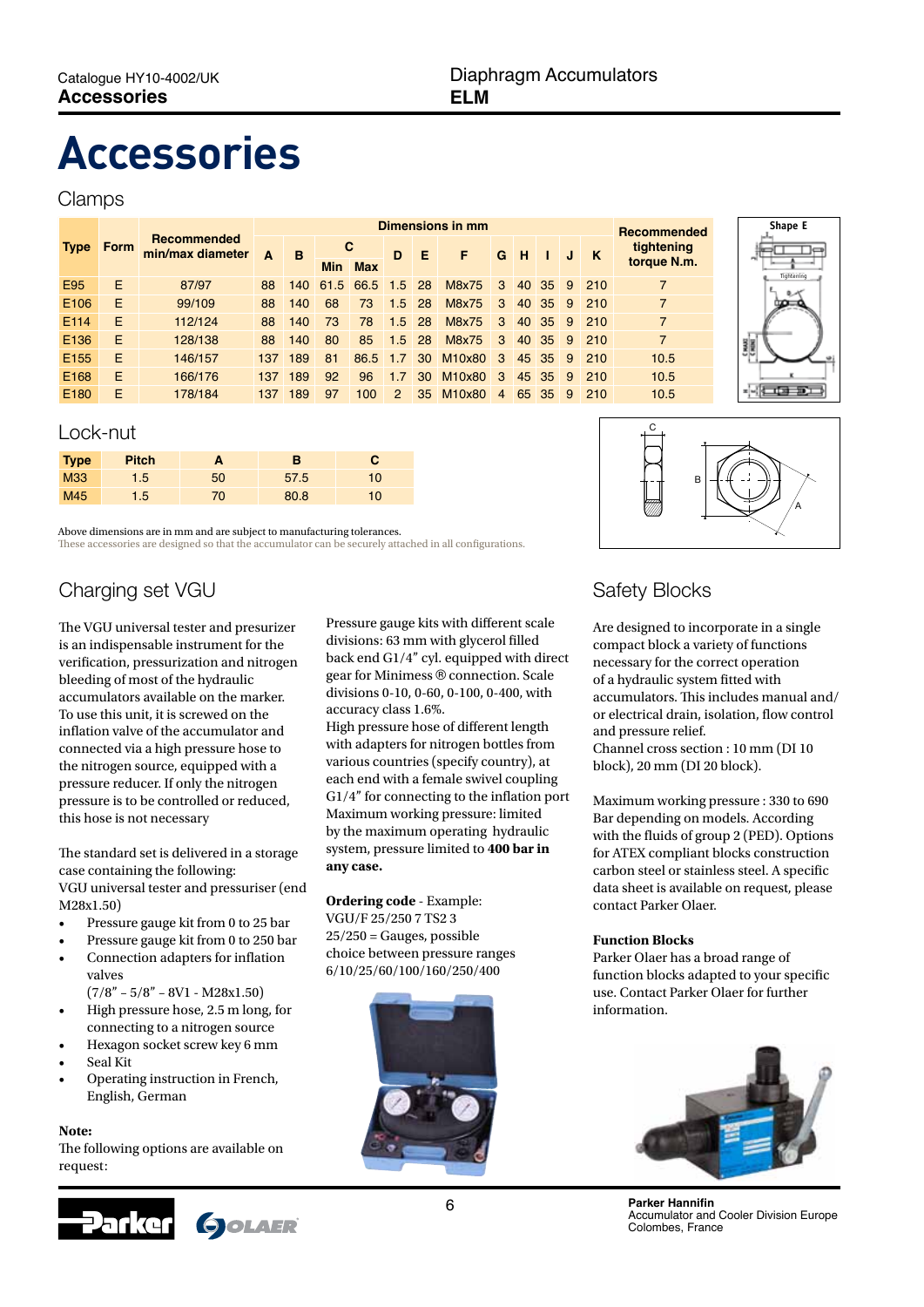# Accessories

## Clamps

| Type | Form | Recommended min/max diameter | Dimensions in mm | | | | | | | | | | | | | Recommended tightening torque N.m. |
|---|---|---|---|---|---|---|---|---|---|---|---|---|---|---|---|---|
| | | | A | B | C | | D | E | F | G | H | I | J | K | | |
| | | | | | Min | Max | | | | | | | | | | |
| E95 | E | 87/97 | 88 | 140 | 61.5 | 66.5 | 1.5 | 28 | M8x75 | 3 | 40 | 35 | 9 | 210 | | 7 |
| E106 | E | 99/109 | 88 | 140 | 68 | 73 | 1.5 | 28 | M8x75 | 3 | 40 | 35 | 9 | 210 | | 7 |
| E114 | E | 112/124 | 88 | 140 | 73 | 78 | 1.5 | 28 | M8x75 | 3 | 40 | 35 | 9 | 210 | | 7 |
| E136 | E | 128/138 | 88 | 140 | 80 | 85 | 1.5 | 28 | M8x75 | 3 | 40 | 35 | 9 | 210 | | 7 |
| E155 | E | 146/157 | 137 | 189 | 81 | 86.5 | 1.7 | 30 | M10x80 | 3 | 45 | 35 | 9 | 210 | | 10.5 |
| E168 | E | 166/176 | 137 | 189 | 92 | 96 | 1.7 | 30 | M10x80 | 3 | 45 | 35 | 9 | 210 | | 10.5 |
| E180 | E | 178/184 | 137 | 189 | 97 | 100 | 2 | 35 | M10x80 | 4 | 65 | 35 | 9 | 210 | | 10.5 |

Shape E

## Lock-nut

| Type | Pitch | A | B | C |
|---|---|---|---|---|
| M33 | 1.5 | 50 | 57.5 | 10 |
| M45 | 1.5 | 70 | 80.8 | 10 |

Above dimensions are in mm and are subject to manufacturing tolerances.
These accessories are designed so that the accumulator can be securely attached in all configurations.

## Charging set VGU

The VGU universal tester and presurizer is an indispensable instrument for the verification, pressurization and nitrogen bleeding of most of the hydraulic accumulators available on the marker. To use this unit, it is screwed on the inflation valve of the accumulator and connected via a high pressure hose to the nitrogen source, equipped with a pressure reducer. If only the nitrogen pressure is to be controlled or reduced, this hose is not necessary

The standard set is delivered in a storage case containing the following:
VGU universal tester and pressuriser (end M28x1.50)

- Pressure gauge kit from 0 to 25 bar
- Pressure gauge kit from 0 to 250 bar
- Connection adapters for inflation valves
  (7/8" – 5/8" – 8V1 - M28x1.50)
- High pressure hose, 2.5 m long, for connecting to a nitrogen source
- Hexagon socket screw key 6 mm
- Seal Kit
- Operating instruction in French, English, German

**Note:**
The following options are available on request:

Pressure gauge kits with different scale divisions: 63 mm with glycerol filled back end G1/4" cyl. equipped with direct gear for Minimess ® connection. Scale divisions 0-10, 0-60, 0-100, 0-400, with accuracy class 1.6%.
High pressure hose of different length with adapters for nitrogen bottles from various countries (specify country), at each end with a female swivel coupling G1/4" for connecting to the inflation port
Maximum working pressure: limited by the maximum operating hydraulic system, pressure limited to **400 bar in any case.**

**Ordering code** - Example:
VGU/F 25/250 7 TS2 3
25/250 = Gauges, possible choice between pressure ranges 6/10/25/60/100/160/250/400

## Safety Blocks

Are designed to incorporate in a single compact block a variety of functions necessary for the correct operation of a hydraulic system fitted with accumulators. This includes manual and/or electrical drain, isolation, flow control and pressure relief.
Channel cross section : 10 mm (DI 10 block), 20 mm (DI 20 block).

Maximum working pressure : 330 to 690 Bar depending on models. According with the fluids of group 2 (PED). Options for ATEX compliant blocks construction carbon steel or stainless steel. A specific data sheet is available on request, please contact Parker Olaer.

**Function Blocks**
Parker Olaer has a broad range of function blocks adapted to your specific use. Contact Parker Olaer for further information.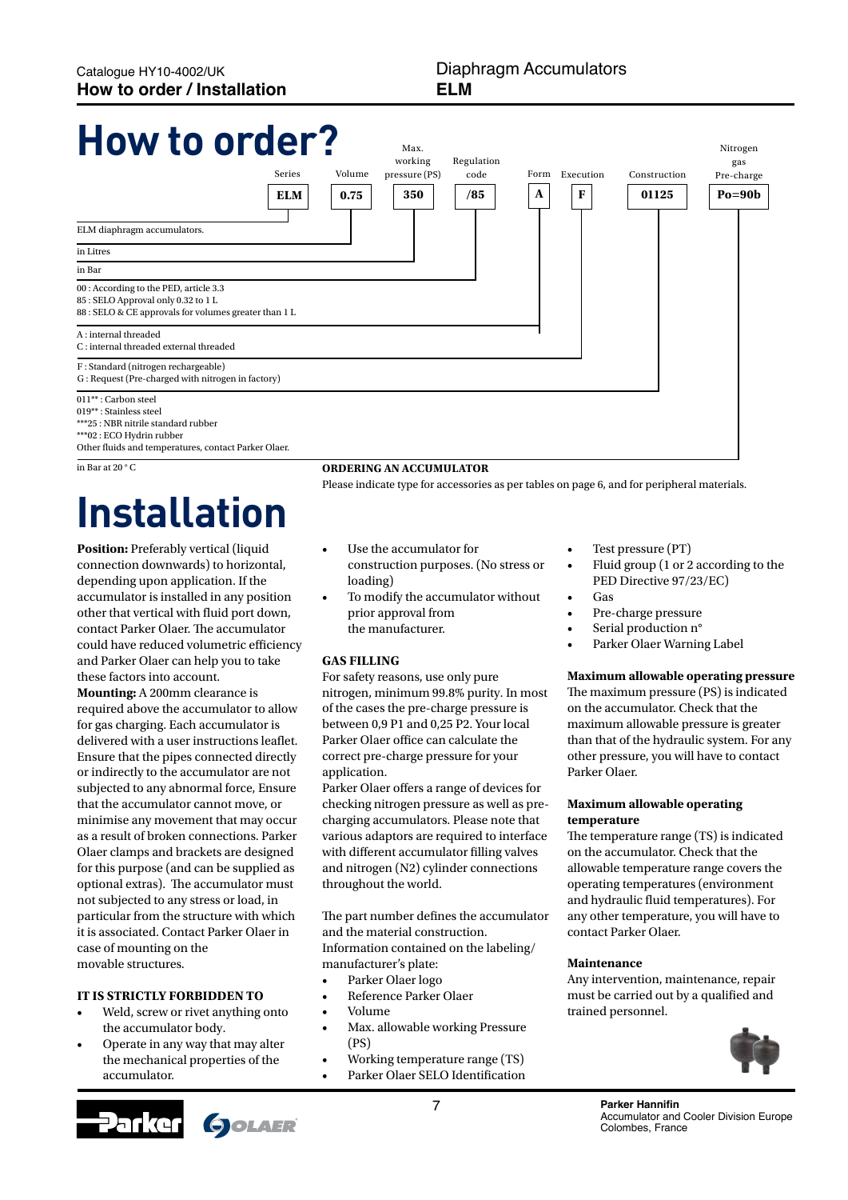# How to order?

| Series | Volume | Max. working pressure (PS) | Regulation code | Form | Execution | Construction | Nitrogen gas Pre-charge |
|---|---|---|---|---|---|---|---|
| **ELM** | **0.75** | **350** | **/85** | **A** | **F** | **01125** | **Po=90b** |

- **Series** – ELM diaphragm accumulators.
- **Volume** – in Litres
- **Max. working pressure (PS)** – in Bar
- **Regulation code**
  - 00 : According to the PED, article 3.3
  - 85 : SELO Approval only 0.32 to 1 L
  - 88 : SELO & CE approvals for volumes greater than 1 L
- **Form**
  - A : internal threaded
  - C : internal threaded external threaded
- **Execution**
  - F : Standard (nitrogen rechargeable)
  - G : Request (Pre-charged with nitrogen in factory)
- **Construction**
  - 011** : Carbon steel
  - 019** : Stainless steel
  - ***25 : NBR nitrile standard rubber
  - ***02 : ECO Hydrin rubber
  - Other fluids and temperatures, contact Parker Olaer.
- **Nitrogen gas Pre-charge** – in Bar at 20 ° C

**ORDERING AN ACCUMULATOR**

Please indicate type for accessories as per tables on page 6, and for peripheral materials.

# Installation

**Position:** Preferably vertical (liquid connection downwards) to horizontal, depending upon application. If the accumulator is installed in any position other that vertical with fluid port down, contact Parker Olaer. The accumulator could have reduced volumetric efficiency and Parker Olaer can help you to take these factors into account.

**Mounting:** A 200mm clearance is required above the accumulator to allow for gas charging. Each accumulator is delivered with a user instructions leaflet. Ensure that the pipes connected directly or indirectly to the accumulator are not subjected to any abnormal force, Ensure that the accumulator cannot move, or minimise any movement that may occur as a result of broken connections. Parker Olaer clamps and brackets are designed for this purpose (and can be supplied as optional extras). The accumulator must not subjected to any stress or load, in particular from the structure with which it is associated. Contact Parker Olaer in case of mounting on the movable structures.

**IT IS STRICTLY FORBIDDEN TO**

- Weld, screw or rivet anything onto the accumulator body.
- Operate in any way that may alter the mechanical properties of the accumulator.
- Use the accumulator for construction purposes. (No stress or loading)
- To modify the accumulator without prior approval from the manufacturer.

**GAS FILLING**

For safety reasons, use only pure nitrogen, minimum 99.8% purity. In most of the cases the pre-charge pressure is between 0,9 P1 and 0,25 P2. Your local Parker Olaer office can calculate the correct pre-charge pressure for your application.

Parker Olaer offers a range of devices for checking nitrogen pressure as well as pre-charging accumulators. Please note that various adaptors are required to interface with different accumulator filling valves and nitrogen (N2) cylinder connections throughout the world.

The part number defines the accumulator and the material construction.

Information contained on the labeling/ manufacturer's plate:

- Parker Olaer logo
- Reference Parker Olaer
- Volume
- Max. allowable working Pressure (PS)
- Working temperature range (TS)
- Parker Olaer SELO Identification
- Test pressure (PT)
- Fluid group (1 or 2 according to the PED Directive 97/23/EC)
- Gas
- Pre-charge pressure
- Serial production n°
- Parker Olaer Warning Label

**Maximum allowable operating pressure**

The maximum pressure (PS) is indicated on the accumulator. Check that the maximum allowable pressure is greater than that of the hydraulic system. For any other pressure, you will have to contact Parker Olaer.

**Maximum allowable operating temperature**

The temperature range (TS) is indicated on the accumulator. Check that the allowable temperature range covers the operating temperatures (environment and hydraulic fluid temperatures). For any other temperature, you will have to contact Parker Olaer.

**Maintenance**

Any intervention, maintenance, repair must be carried out by a qualified and trained personnel.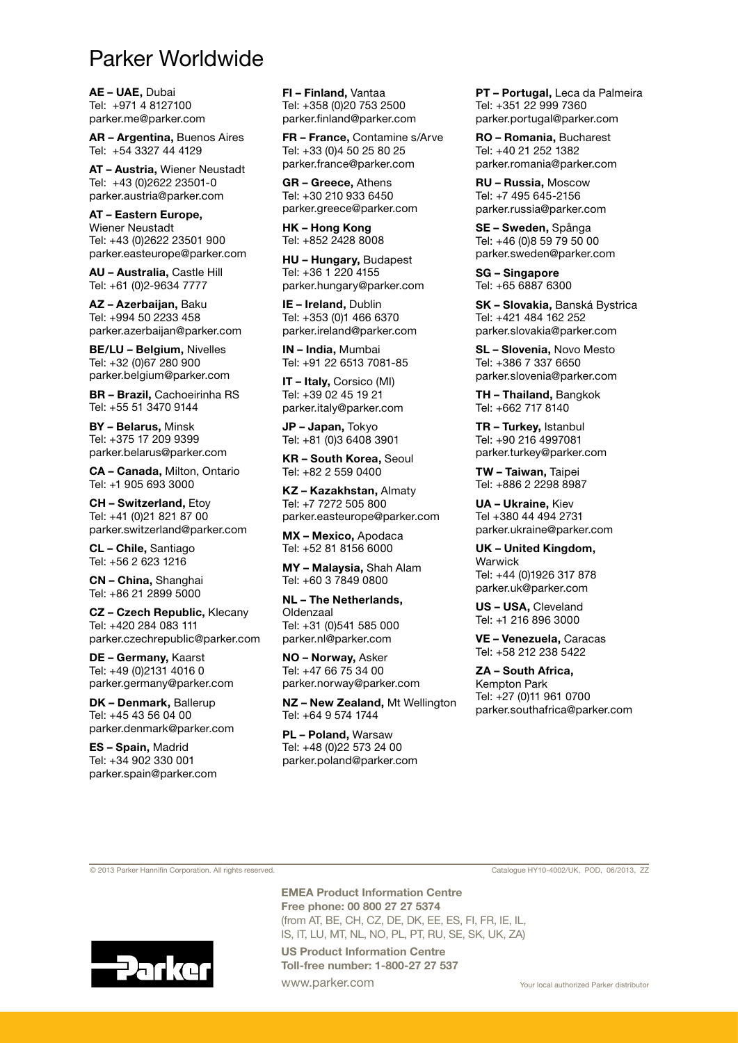# Parker Worldwide

**AE – UAE,** Dubai
Tel: +971 4 8127100
parker.me@parker.com

**AR – Argentina,** Buenos Aires
Tel: +54 3327 44 4129

**AT – Austria,** Wiener Neustadt
Tel: +43 (0)2622 23501-0
parker.austria@parker.com

**AT – Eastern Europe,** Wiener Neustadt
Tel: +43 (0)2622 23501 900
parker.easteurope@parker.com

**AU – Australia,** Castle Hill
Tel: +61 (0)2-9634 7777

**AZ – Azerbaijan,** Baku
Tel: +994 50 2233 458
parker.azerbaijan@parker.com

**BE/LU – Belgium,** Nivelles
Tel: +32 (0)67 280 900
parker.belgium@parker.com

**BR – Brazil,** Cachoeirinha RS
Tel: +55 51 3470 9144

**BY – Belarus,** Minsk
Tel: +375 17 209 9399
parker.belarus@parker.com

**CA – Canada,** Milton, Ontario
Tel: +1 905 693 3000

**CH – Switzerland,** Etoy
Tel: +41 (0)21 821 87 00
parker.switzerland@parker.com

**CL – Chile,** Santiago
Tel: +56 2 623 1216

**CN – China,** Shanghai
Tel: +86 21 2899 5000

**CZ – Czech Republic,** Klecany
Tel: +420 284 083 111
parker.czechrepublic@parker.com

**DE – Germany,** Kaarst
Tel: +49 (0)2131 4016 0
parker.germany@parker.com

**DK – Denmark,** Ballerup
Tel: +45 43 56 04 00
parker.denmark@parker.com

**ES – Spain,** Madrid
Tel: +34 902 330 001
parker.spain@parker.com

**FI – Finland,** Vantaa
Tel: +358 (0)20 753 2500
parker.finland@parker.com

**FR – France,** Contamine s/Arve
Tel: +33 (0)4 50 25 80 25
parker.france@parker.com

**GR – Greece,** Athens
Tel: +30 210 933 6450
parker.greece@parker.com

**HK – Hong Kong**
Tel: +852 2428 8008

**HU – Hungary,** Budapest
Tel: +36 1 220 4155
parker.hungary@parker.com

**IE – Ireland,** Dublin
Tel: +353 (0)1 466 6370
parker.ireland@parker.com

**IN – India,** Mumbai
Tel: +91 22 6513 7081-85

**IT – Italy,** Corsico (MI)
Tel: +39 02 45 19 21
parker.italy@parker.com

**JP – Japan,** Tokyo
Tel: +81 (0)3 6408 3901

**KR – South Korea,** Seoul
Tel: +82 2 559 0400

**KZ – Kazakhstan,** Almaty
Tel: +7 7272 505 800
parker.easteurope@parker.com

**MX – Mexico,** Apodaca
Tel: +52 81 8156 6000

**MY – Malaysia,** Shah Alam
Tel: +60 3 7849 0800

**NL – The Netherlands,** Oldenzaal
Tel: +31 (0)541 585 000
parker.nl@parker.com

**NO – Norway,** Asker
Tel: +47 66 75 34 00
parker.norway@parker.com

**NZ – New Zealand,** Mt Wellington
Tel: +64 9 574 1744

**PL – Poland,** Warsaw
Tel: +48 (0)22 573 24 00
parker.poland@parker.com

**PT – Portugal,** Leca da Palmeira
Tel: +351 22 999 7360
parker.portugal@parker.com

**RO – Romania,** Bucharest
Tel: +40 21 252 1382
parker.romania@parker.com

**RU – Russia,** Moscow
Tel: +7 495 645-2156
parker.russia@parker.com

**SE – Sweden,** Spånga
Tel: +46 (0)8 59 79 50 00
parker.sweden@parker.com

**SG – Singapore**
Tel: +65 6887 6300

**SK – Slovakia,** Banská Bystrica
Tel: +421 484 162 252
parker.slovakia@parker.com

**SL – Slovenia,** Novo Mesto
Tel: +386 7 337 6650
parker.slovenia@parker.com

**TH – Thailand,** Bangkok
Tel: +662 717 8140

**TR – Turkey,** Istanbul
Tel: +90 216 4997081
parker.turkey@parker.com

**TW – Taiwan,** Taipei
Tel: +886 2 2298 8987

**UA – Ukraine,** Kiev
Tel +380 44 494 2731
parker.ukraine@parker.com

**UK – United Kingdom,** Warwick
Tel: +44 (0)1926 317 878
parker.uk@parker.com

**US – USA,** Cleveland
Tel: +1 216 896 3000

**VE – Venezuela,** Caracas
Tel: +58 212 238 5422

**ZA – South Africa,** Kempton Park
Tel: +27 (0)11 961 0700
parker.southafrica@parker.com

© 2013 Parker Hannifin Corporation. All rights reserved.

Catalogue HY10-4002/UK, POD, 06/2013, ZZ

**EMEA Product Information Centre**
**Free phone: 00 800 27 27 5374**
(from AT, BE, CH, CZ, DE, DK, EE, ES, FI, FR, IE, IL, IS, IT, LU, MT, NL, NO, PL, PT, RU, SE, SK, UK, ZA)

**US Product Information Centre**
**Toll-free number: 1-800-27 27 537**

www.parker.com

Your local authorized Parker distributor